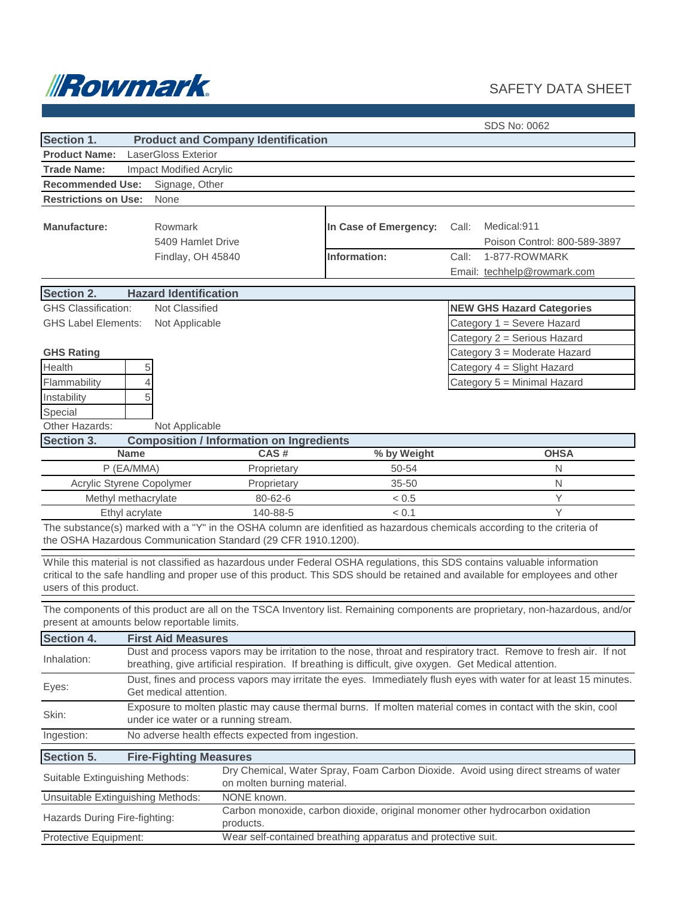**Rowmark** — SAFETY DATA SHEET

SDS No: 0062

## Section 1. Product and Company Identification

**Product Name:** LaserGloss Exterior

**Trade Name:** Impact Modified Acrylic

**Recommended Use:** Signage, Other

**Restrictions on Use:** None

| **Manufacture:** | Rowmark<br>5409 Hamlet Drive<br>Findlay, OH 45840 | **In Case of Emergency:** | Call: | Medical:911<br>Poison Control: 800-589-3897 |
|---|---|---|---|---|
| | | **Information:** | Call:<br>Email: | 1-877-ROWMARK<br>techhelp@rowmark.com |

## Section 2. Hazard Identification

GHS Classification: Not Classified

GHS Label Elements: Not Applicable

| **NEW GHS Hazard Categories** |
|---|
| Category 1 = Severe Hazard |
| Category 2 = Serious Hazard |
| Category 3 = Moderate Hazard |
| Category 4 = Slight Hazard |
| Category 5 = Minimal Hazard |

**GHS Rating**

| | |
|---|---|
| Health | 5 |
| Flammability | 4 |
| Instability | 5 |
| Special | |

Other Hazards: Not Applicable

## Section 3. Composition / Information on Ingredients

| Name | CAS # | % by Weight | OHSA |
|---|---|---|---|
| P (EA/MMA) | Proprietary | 50-54 | N |
| Acrylic Styrene Copolymer | Proprietary | 35-50 | N |
| Methyl methacrylate | 80-62-6 | < 0.5 | Y |
| Ethyl acrylate | 140-88-5 | < 0.1 | Y |

The substance(s) marked with a "Y" in the OSHA column are idenfitied as hazardous chemicals according to the criteria of the OSHA Hazardous Communication Standard (29 CFR 1910.1200).

While this material is not classified as hazardous under Federal OSHA regulations, this SDS contains valuable information critical to the safe handling and proper use of this product. This SDS should be retained and available for employees and other users of this product.

The components of this product are all on the TSCA Inventory list. Remaining components are proprietary, non-hazardous, and/or present at amounts below reportable limits.

## Section 4. First Aid Measures

| | |
|---|---|
| Inhalation: | Dust and process vapors may be irritation to the nose, throat and respiratory tract. Remove to fresh air. If not breathing, give artificial respiration. If breathing is difficult, give oxygen. Get Medical attention. |
| Eyes: | Dust, fines and process vapors may irritate the eyes. Immediately flush eyes with water for at least 15 minutes. Get medical attention. |
| Skin: | Exposure to molten plastic may cause thermal burns. If molten material comes in contact with the skin, cool under ice water or a running stream. |
| Ingestion: | No adverse health effects expected from ingestion. |

## Section 5. Fire-Fighting Measures

| | |
|---|---|
| Suitable Extinguishing Methods: | Dry Chemical, Water Spray, Foam Carbon Dioxide. Avoid using direct streams of water on molten burning material. |
| Unsuitable Extinguishing Methods: | NONE known. |
| Hazards During Fire-fighting: | Carbon monoxide, carbon dioxide, original monomer other hydrocarbon oxidation products. |
| Protective Equipment: | Wear self-contained breathing apparatus and protective suit. |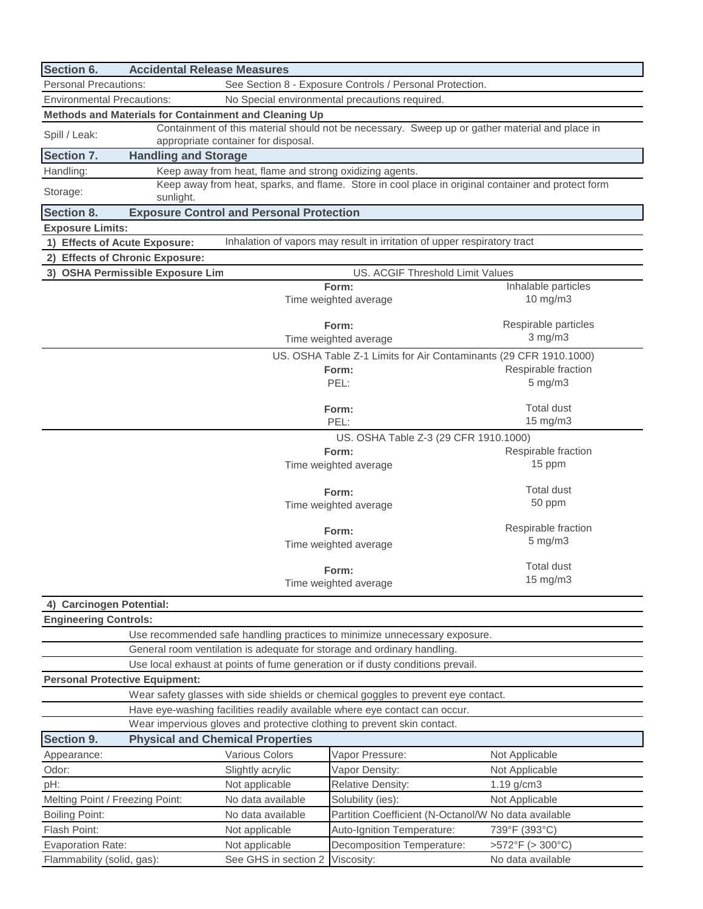## Section 6. Accidental Release Measures

| | |
|---|---|
| Personal Precautions: | See Section 8 - Exposure Controls / Personal Protection. |
| Environmental Precautions: | No Special environmental precautions required. |

**Methods and Materials for Containment and Cleaning Up**

| | |
|---|---|
| Spill / Leak: | Containment of this material should not be necessary. Sweep up or gather material and place in appropriate container for disposal. |

## Section 7. Handling and Storage

| | |
|---|---|
| Handling: | Keep away from heat, flame and strong oxidizing agents. |
| Storage: | Keep away from heat, sparks, and flame. Store in cool place in original container and protect form sunlight. |

## Section 8. Exposure Control and Personal Protection

**Exposure Limits:**

**1) Effects of Acute Exposure:** Inhalation of vapors may result in irritation of upper respiratory tract

**2) Effects of Chronic Exposure:**

**3) OSHA Permissible Exposure Lim**

| | |
|---|---|
| **US. ACGIF Threshold Limit Values** | |
| **Form:** Time weighted average | Inhalable particles 10 mg/m3 |
| **Form:** Time weighted average | Respirable particles 3 mg/m3 |
| **US. OSHA Table Z-1 Limits for Air Contaminants (29 CFR 1910.1000)** | |
| **Form:** PEL: | Respirable fraction 5 mg/m3 |
| **Form:** PEL: | Total dust 15 mg/m3 |
| **US. OSHA Table Z-3 (29 CFR 1910.1000)** | |
| **Form:** Time weighted average | Respirable fraction 15 ppm |
| **Form:** Time weighted average | Total dust 50 ppm |
| **Form:** Time weighted average | Respirable fraction 5 mg/m3 |
| **Form:** Time weighted average | Total dust 15 mg/m3 |

**4) Carcinogen Potential:**

**Engineering Controls:**

- Use recommended safe handling practices to minimize unnecessary exposure.
- General room ventilation is adequate for storage and ordinary handling.
- Use local exhaust at points of fume generation or if dusty conditions prevail.

**Personal Protective Equipment:**

- Wear safety glasses with side shields or chemical goggles to prevent eye contact.
- Have eye-washing facilities readily available where eye contact can occur.
- Wear impervious gloves and protective clothing to prevent skin contact.

## Section 9. Physical and Chemical Properties

| | | | |
|---|---|---|---|
| Appearance: | Various Colors | Vapor Pressure: | Not Applicable |
| Odor: | Slightly acrylic | Vapor Density: | Not Applicable |
| pH: | Not applicable | Relative Density: | 1.19 g/cm3 |
| Melting Point / Freezing Point: | No data available | Solubility (ies): | Not Applicable |
| Boiling Point: | No data available | Partition Coefficient (N-Octanol/W | No data available |
| Flash Point: | Not applicable | Auto-Ignition Temperature: | 739°F (393°C) |
| Evaporation Rate: | Not applicable | Decomposition Temperature: | >572°F (> 300°C) |
| Flammability (solid, gas): | See GHS in section 2 | Viscosity: | No data available |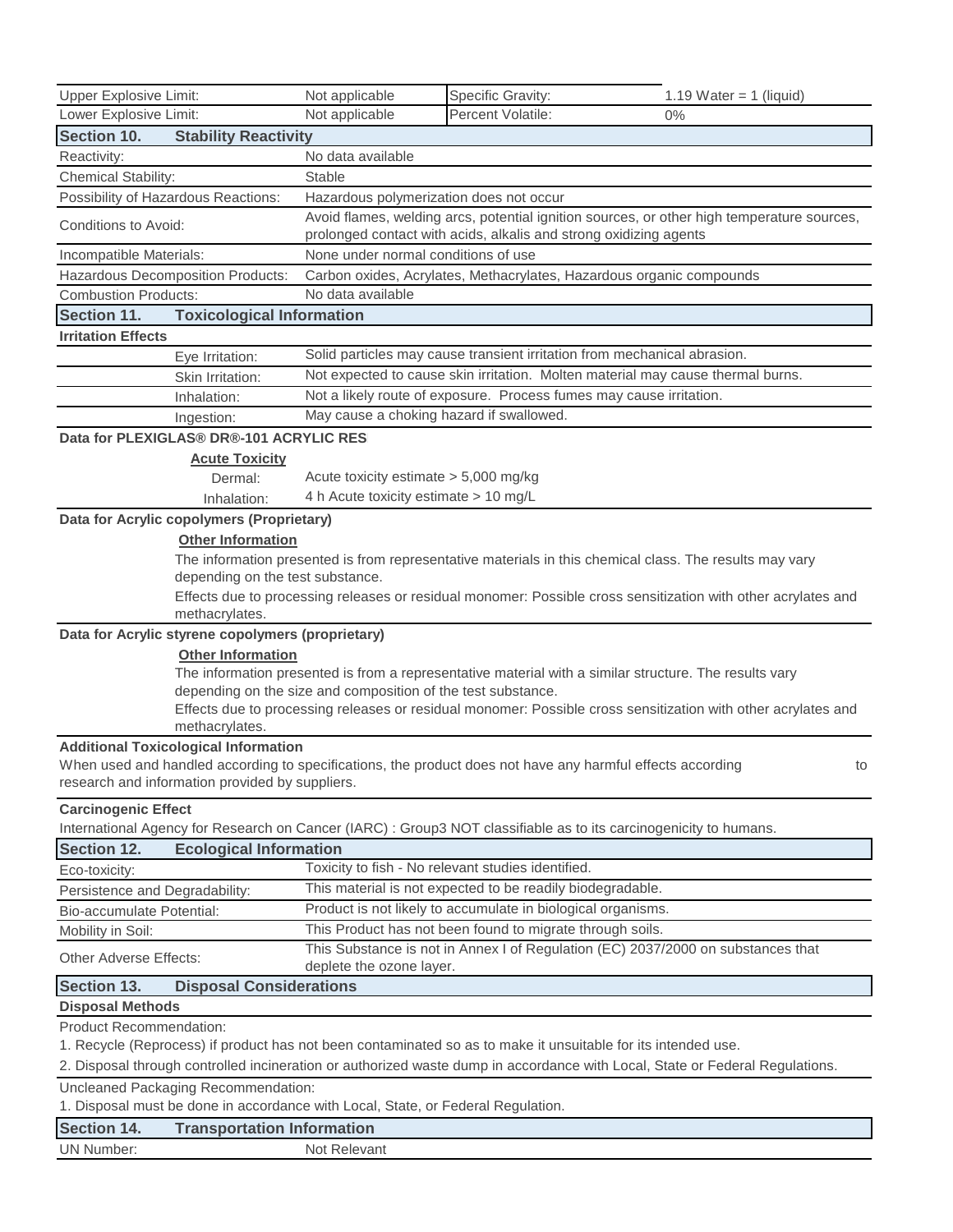| | | | |
|---|---|---|---|
| Upper Explosive Limit: | Not applicable | Specific Gravity: | 1.19 Water = 1 (liquid) |
| Lower Explosive Limit: | Not applicable | Percent Volatile: | 0% |

## Section 10. Stability Reactivity

| | |
|---|---|
| Reactivity: | No data available |
| Chemical Stability: | Stable |
| Possibility of Hazardous Reactions: | Hazardous polymerization does not occur |
| Conditions to Avoid: | Avoid flames, welding arcs, potential ignition sources, or other high temperature sources, prolonged contact with acids, alkalis and strong oxidizing agents |
| Incompatible Materials: | None under normal conditions of use |
| Hazardous Decomposition Products: | Carbon oxides, Acrylates, Methacrylates, Hazardous organic compounds |
| Combustion Products: | No data available |

## Section 11. Toxicological Information

**Irritation Effects**

| | |
|---|---|
| Eye Irritation: | Solid particles may cause transient irritation from mechanical abrasion. |
| Skin Irritation: | Not expected to cause skin irritation. Molten material may cause thermal burns. |
| Inhalation: | Not a likely route of exposure. Process fumes may cause irritation. |
| Ingestion: | May cause a choking hazard if swallowed. |

**Data for PLEXIGLAS® DR®-101 ACRYLIC RES**

**Acute Toxicity**

| | |
|---|---|
| Dermal: | Acute toxicity estimate > 5,000 mg/kg |
| Inhalation: | 4 h Acute toxicity estimate > 10 mg/L |

**Data for Acrylic copolymers (Proprietary)**

**Other Information**

The information presented is from representative materials in this chemical class. The results may vary depending on the test substance.

Effects due to processing releases or residual monomer: Possible cross sensitization with other acrylates and methacrylates.

**Data for Acrylic styrene copolymers (proprietary)**

**Other Information**

The information presented is from a representative material with a similar structure. The results vary depending on the size and composition of the test substance.

Effects due to processing releases or residual monomer: Possible cross sensitization with other acrylates and methacrylates.

**Additional Toxicological Information**

When used and handled according to specifications, the product does not have any harmful effects according to research and information provided by suppliers.

**Carcinogenic Effect**

International Agency for Research on Cancer (IARC) : Group3 NOT classifiable as to its carcinogenicity to humans.

## Section 12. Ecological Information

| | |
|---|---|
| Eco-toxicity: | Toxicity to fish - No relevant studies identified. |
| Persistence and Degradability: | This material is not expected to be readily biodegradable. |
| Bio-accumulate Potential: | Product is not likely to accumulate in biological organisms. |
| Mobility in Soil: | This Product has not been found to migrate through soils. |
| Other Adverse Effects: | This Substance is not in Annex I of Regulation (EC) 2037/2000 on substances that deplete the ozone layer. |

## Section 13. Disposal Considerations

**Disposal Methods**

Product Recommendation:

1. Recycle (Reprocess) if product has not been contaminated so as to make it unsuitable for its intended use.
2. Disposal through controlled incineration or authorized waste dump in accordance with Local, State or Federal Regulations.

Uncleaned Packaging Recommendation:

1. Disposal must be done in accordance with Local, State, or Federal Regulation.

## Section 14. Transportation Information

| | |
|---|---|
| UN Number: | Not Relevant |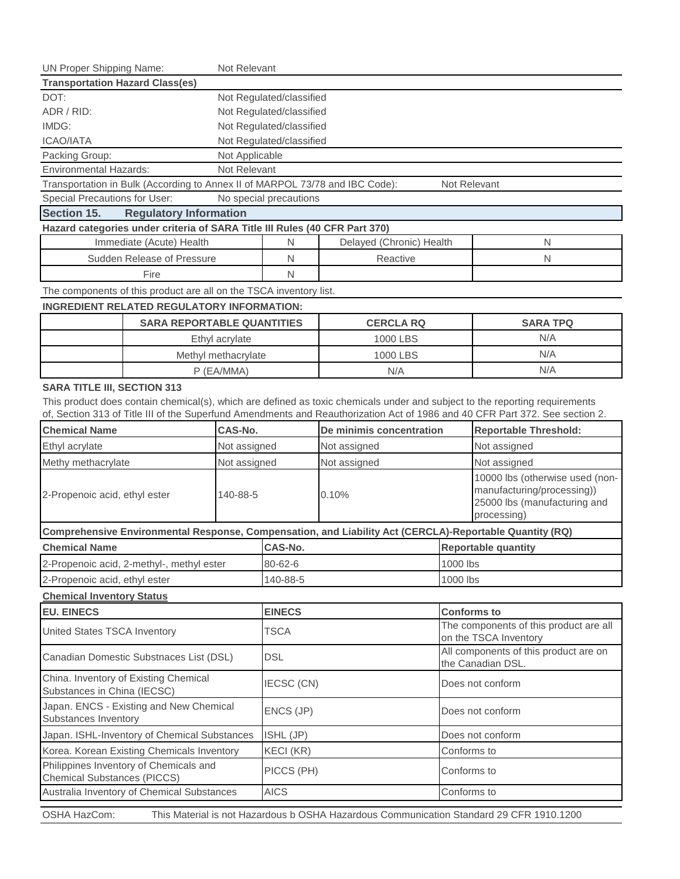| | |
|---|---|
| UN Proper Shipping Name: | Not Relevant |

**Transportation Hazard Class(es)**

| | |
|---|---|
| DOT: | Not Regulated/classified |
| ADR / RID: | Not Regulated/classified |
| IMDG: | Not Regulated/classified |
| ICAO/IATA | Not Regulated/classified |
| Packing Group: | Not Applicable |
| Environmental Hazards: | Not Relevant |
| Transportation in Bulk (According to Annex II of MARPOL 73/78 and IBC Code): | Not Relevant |
| Special Precautions for User: | No special precautions |

## Section 15. Regulatory Information

**Hazard categories under criteria of SARA Title III Rules (40 CFR Part 370)**

| | | | |
|---|---|---|---|
| Immediate (Acute) Health | N | Delayed (Chronic) Health | N |
| Sudden Release of Pressure | N | Reactive | N |
| Fire | N | | |

The components of this product are all on the TSCA inventory list.

**INGREDIENT RELATED REGULATORY INFORMATION:**

| | SARA REPORTABLE QUANTITIES | CERCLA RQ | SARA TPQ |
|---|---|---|---|
| | Ethyl acrylate | 1000 LBS | N/A |
| | Methyl methacrylate | 1000 LBS | N/A |
| | P (EA/MMA) | N/A | N/A |

**SARA TITLE III, SECTION 313**

This product does contain chemical(s), which are defined as toxic chemicals under and subject to the reporting requirements of, Section 313 of Title III of the Superfund Amendments and Reauthorization Act of 1986 and 40 CFR Part 372. See section 2.

| Chemical Name | CAS-No. | De minimis concentration | Reportable Threshold: |
|---|---|---|---|
| Ethyl acrylate | Not assigned | Not assigned | Not assigned |
| Methy methacrylate | Not assigned | Not assigned | Not assigned |
| 2-Propenoic acid, ethyl ester | 140-88-5 | 0.10% | 10000 lbs (otherwise used (non-manufacturing/processing)) 25000 lbs (manufacturing and processing) |

**Comprehensive Environmental Response, Compensation, and Liability Act (CERCLA)-Reportable Quantity (RQ)**

| Chemical Name | CAS-No. | Reportable quantity |
|---|---|---|
| 2-Propenoic acid, 2-methyl-, methyl ester | 80-62-6 | 1000 lbs |
| 2-Propenoic acid, ethyl ester | 140-88-5 | 1000 lbs |

**Chemical Inventory Status**

| EU. EINECS | EINECS | Conforms to |
|---|---|---|
| United States TSCA Inventory | TSCA | The components of this product are all on the TSCA Inventory |
| Canadian Domestic Substnaces List (DSL) | DSL | All components of this product are on the Canadian DSL. |
| China. Inventory of Existing Chemical Substances in China (IECSC) | IECSC (CN) | Does not conform |
| Japan. ENCS - Existing and New Chemical Substances Inventory | ENCS (JP) | Does not conform |
| Japan. ISHL-Inventory of Chemical Substances | ISHL (JP) | Does not conform |
| Korea. Korean Existing Chemicals Inventory | KECI (KR) | Conforms to |
| Philippines Inventory of Chemicals and Chemical Substances (PICCS) | PICCS (PH) | Conforms to |
| Australia Inventory of Chemical Substances | AICS | Conforms to |

OSHA HazCom: This Material is not Hazardous b OSHA Hazardous Communication Standard 29 CFR 1910.1200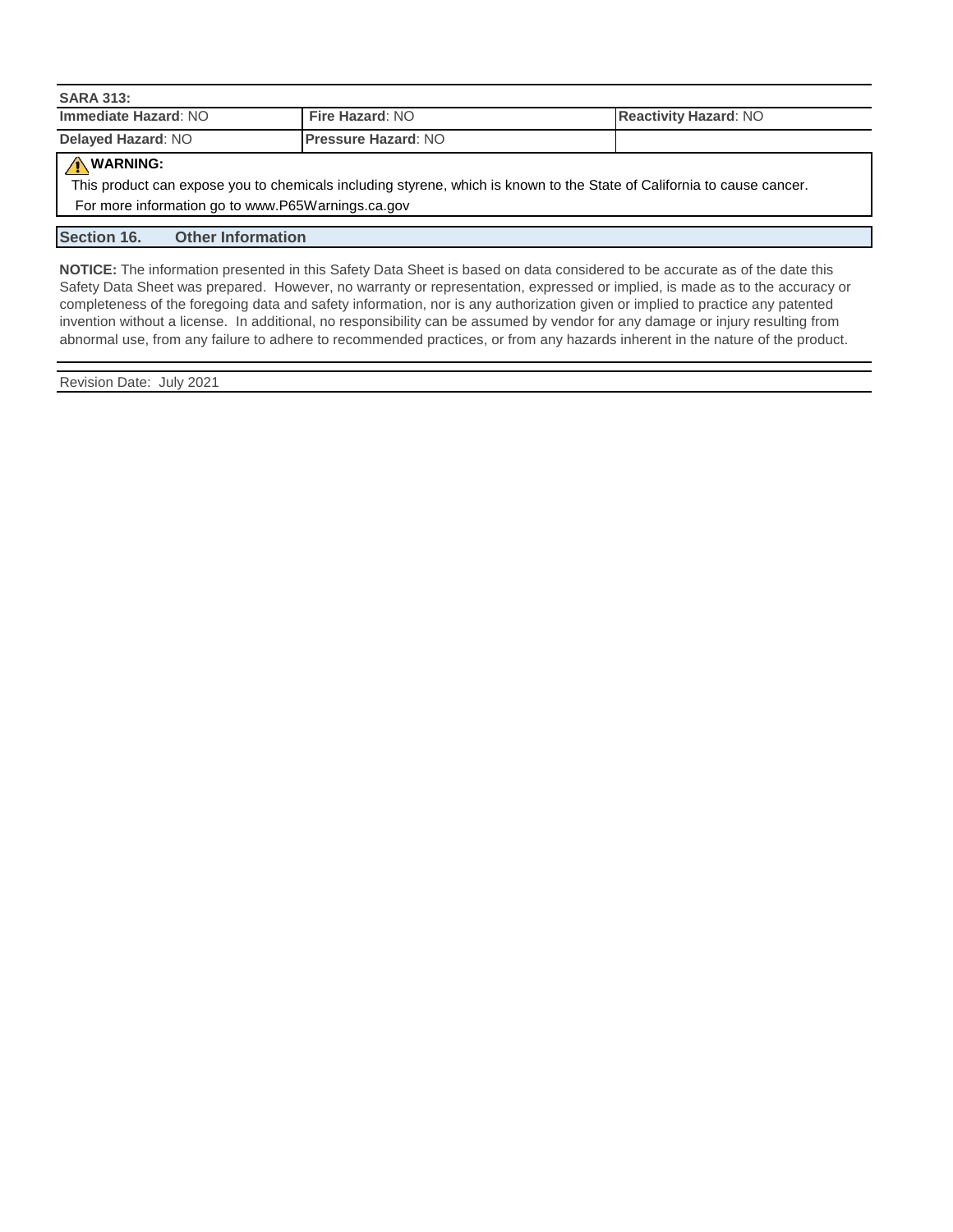**SARA 313:**

| | | |
|---|---|---|
| **Immediate Hazard**: NO | **Fire Hazard**: NO | **Reactivity Hazard**: NO |
| **Delayed Hazard**: NO | **Pressure Hazard**: NO | |

⚠ **WARNING:**

This product can expose you to chemicals including styrene, which is known to the State of California to cause cancer.
For more information go to www.P65Warnings.ca.gov

## Section 16. Other Information

**NOTICE:** The information presented in this Safety Data Sheet is based on data considered to be accurate as of the date this Safety Data Sheet was prepared. However, no warranty or representation, expressed or implied, is made as to the accuracy or completeness of the foregoing data and safety information, nor is any authorization given or implied to practice any patented invention without a license. In additional, no responsibility can be assumed by vendor for any damage or injury resulting from abnormal use, from any failure to adhere to recommended practices, or from any hazards inherent in the nature of the product.

Revision Date: July 2021